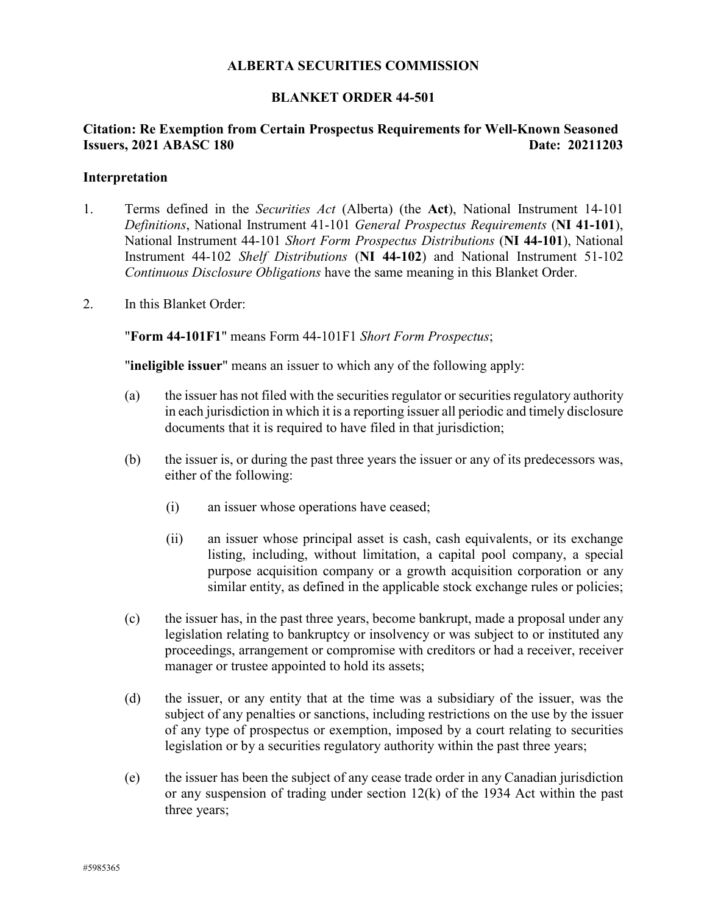# ALBERTA SECURITIES COMMISSION

## BLANKET ORDER 44-501

**Citation: Re Exemption from Certain Prospectus Requirements for Well-Known Seasoned Issuers, 2021 ABASC 180 Date: 20211203**

### Interpretation

1. Terms defined in the *Securities Act* (Alberta) (the **Act**), National Instrument 14-101 *Definitions*, National Instrument 41-101 *General Prospectus Requirements* (**NI 41-101**), National Instrument 44-101 *Short Form Prospectus Distributions* (**NI 44-101**), National Instrument 44-102 *Shelf Distributions* (**NI 44-102**) and National Instrument 51-102 *Continuous Disclosure Obligations* have the same meaning in this Blanket Order.

2. In this Blanket Order:

   "**Form 44-101F1**" means Form 44-101F1 *Short Form Prospectus*;

   "**ineligible issuer**" means an issuer to which any of the following apply:

   (a) the issuer has not filed with the securities regulator or securities regulatory authority in each jurisdiction in which it is a reporting issuer all periodic and timely disclosure documents that it is required to have filed in that jurisdiction;

   (b) the issuer is, or during the past three years the issuer or any of its predecessors was, either of the following:

      (i) an issuer whose operations have ceased;

      (ii) an issuer whose principal asset is cash, cash equivalents, or its exchange listing, including, without limitation, a capital pool company, a special purpose acquisition company or a growth acquisition corporation or any similar entity, as defined in the applicable stock exchange rules or policies;

   (c) the issuer has, in the past three years, become bankrupt, made a proposal under any legislation relating to bankruptcy or insolvency or was subject to or instituted any proceedings, arrangement or compromise with creditors or had a receiver, receiver manager or trustee appointed to hold its assets;

   (d) the issuer, or any entity that at the time was a subsidiary of the issuer, was the subject of any penalties or sanctions, including restrictions on the use by the issuer of any type of prospectus or exemption, imposed by a court relating to securities legislation or by a securities regulatory authority within the past three years;

   (e) the issuer has been the subject of any cease trade order in any Canadian jurisdiction or any suspension of trading under section 12(k) of the 1934 Act within the past three years;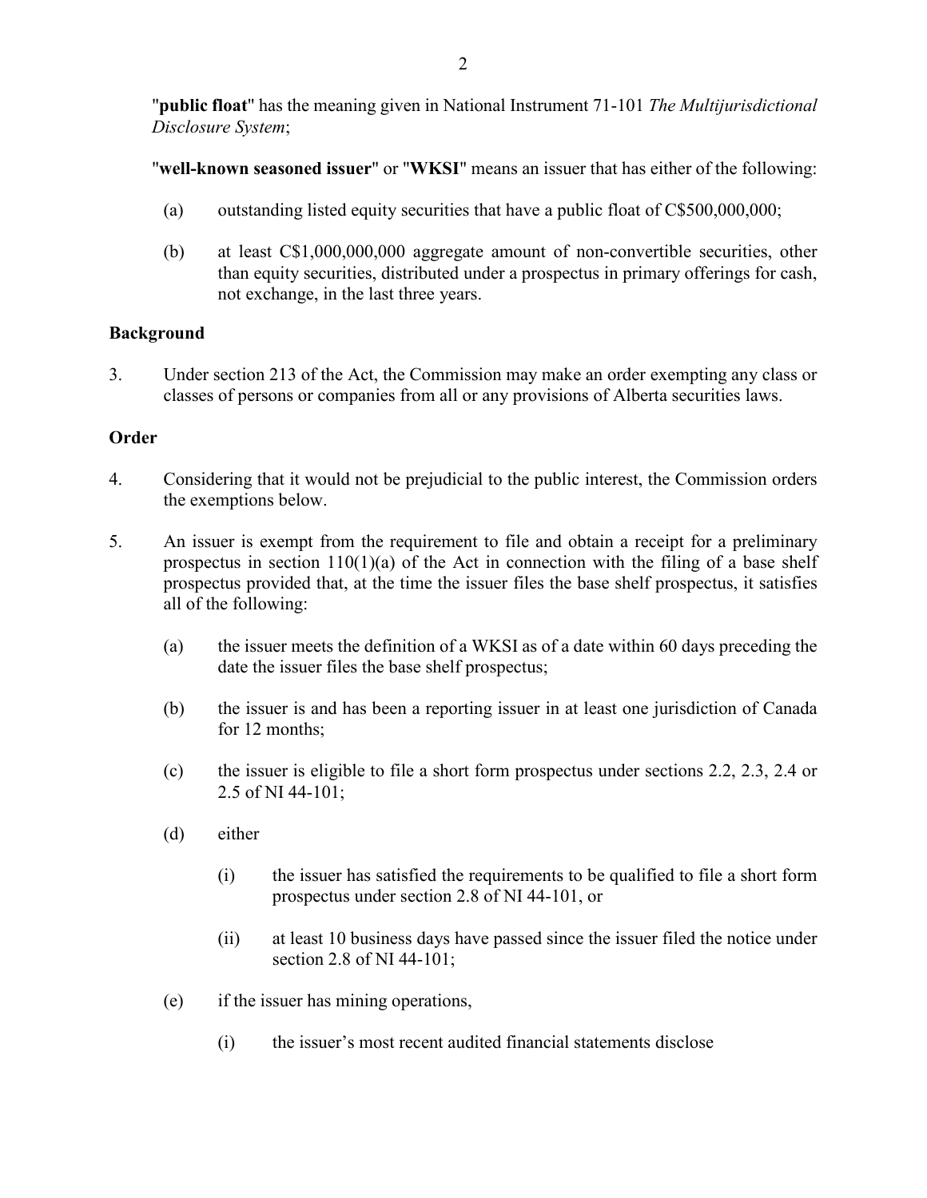"**public float**" has the meaning given in National Instrument 71-101 *The Multijurisdictional Disclosure System*;

"**well-known seasoned issuer**" or "**WKSI**" means an issuer that has either of the following:

(a) outstanding listed equity securities that have a public float of C$500,000,000;

(b) at least C$1,000,000,000 aggregate amount of non-convertible securities, other than equity securities, distributed under a prospectus in primary offerings for cash, not exchange, in the last three years.

**Background**

3. Under section 213 of the Act, the Commission may make an order exempting any class or classes of persons or companies from all or any provisions of Alberta securities laws.

**Order**

4. Considering that it would not be prejudicial to the public interest, the Commission orders the exemptions below.

5. An issuer is exempt from the requirement to file and obtain a receipt for a preliminary prospectus in section 110(1)(a) of the Act in connection with the filing of a base shelf prospectus provided that, at the time the issuer files the base shelf prospectus, it satisfies all of the following:

   (a) the issuer meets the definition of a WKSI as of a date within 60 days preceding the date the issuer files the base shelf prospectus;

   (b) the issuer is and has been a reporting issuer in at least one jurisdiction of Canada for 12 months;

   (c) the issuer is eligible to file a short form prospectus under sections 2.2, 2.3, 2.4 or 2.5 of NI 44-101;

   (d) either

      (i) the issuer has satisfied the requirements to be qualified to file a short form prospectus under section 2.8 of NI 44-101, or

      (ii) at least 10 business days have passed since the issuer filed the notice under section 2.8 of NI 44-101;

   (e) if the issuer has mining operations,

      (i) the issuer's most recent audited financial statements disclose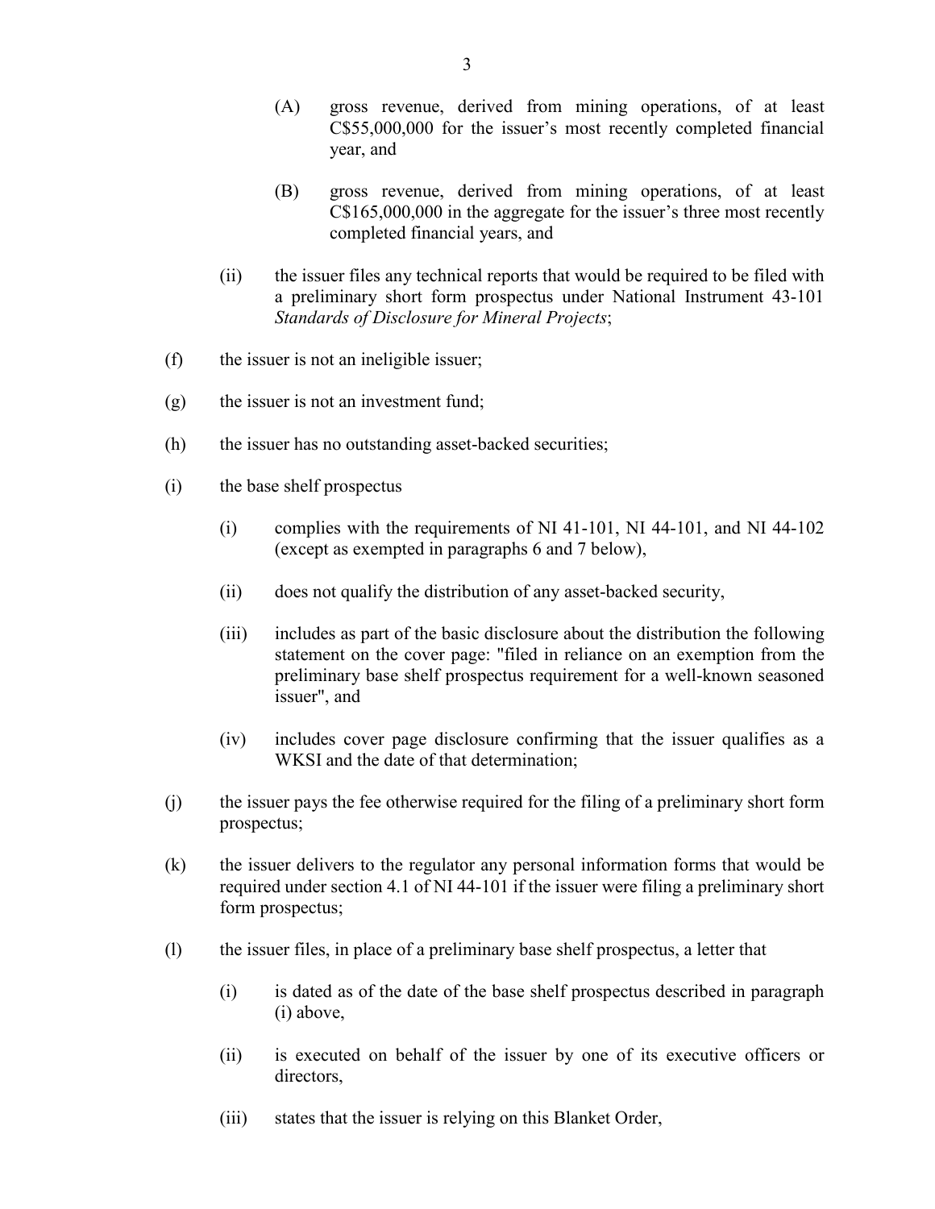(A) gross revenue, derived from mining operations, of at least C$55,000,000 for the issuer's most recently completed financial year, and

(B) gross revenue, derived from mining operations, of at least C$165,000,000 in the aggregate for the issuer's three most recently completed financial years, and

(ii) the issuer files any technical reports that would be required to be filed with a preliminary short form prospectus under National Instrument 43-101 *Standards of Disclosure for Mineral Projects*;

(f) the issuer is not an ineligible issuer;

(g) the issuer is not an investment fund;

(h) the issuer has no outstanding asset-backed securities;

(i) the base shelf prospectus

(i) complies with the requirements of NI 41-101, NI 44-101, and NI 44-102 (except as exempted in paragraphs 6 and 7 below),

(ii) does not qualify the distribution of any asset-backed security,

(iii) includes as part of the basic disclosure about the distribution the following statement on the cover page: "filed in reliance on an exemption from the preliminary base shelf prospectus requirement for a well-known seasoned issuer", and

(iv) includes cover page disclosure confirming that the issuer qualifies as a WKSI and the date of that determination;

(j) the issuer pays the fee otherwise required for the filing of a preliminary short form prospectus;

(k) the issuer delivers to the regulator any personal information forms that would be required under section 4.1 of NI 44-101 if the issuer were filing a preliminary short form prospectus;

(l) the issuer files, in place of a preliminary base shelf prospectus, a letter that

(i) is dated as of the date of the base shelf prospectus described in paragraph (i) above,

(ii) is executed on behalf of the issuer by one of its executive officers or directors,

(iii) states that the issuer is relying on this Blanket Order,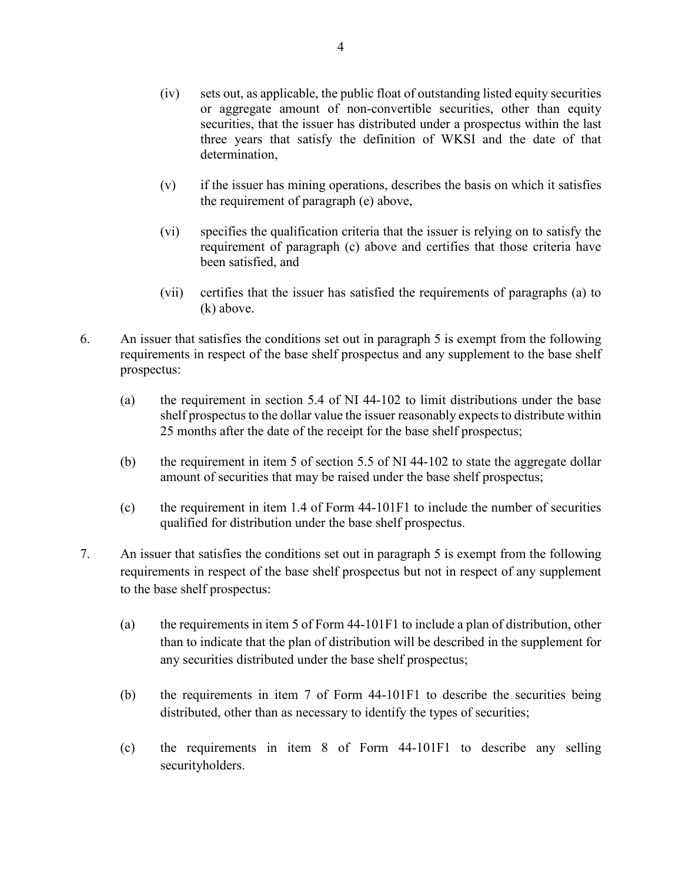(iv) sets out, as applicable, the public float of outstanding listed equity securities or aggregate amount of non-convertible securities, other than equity securities, that the issuer has distributed under a prospectus within the last three years that satisfy the definition of WKSI and the date of that determination,

(v) if the issuer has mining operations, describes the basis on which it satisfies the requirement of paragraph (e) above,

(vi) specifies the qualification criteria that the issuer is relying on to satisfy the requirement of paragraph (c) above and certifies that those criteria have been satisfied, and

(vii) certifies that the issuer has satisfied the requirements of paragraphs (a) to (k) above.

6. An issuer that satisfies the conditions set out in paragraph 5 is exempt from the following requirements in respect of the base shelf prospectus and any supplement to the base shelf prospectus:

(a) the requirement in section 5.4 of NI 44-102 to limit distributions under the base shelf prospectus to the dollar value the issuer reasonably expects to distribute within 25 months after the date of the receipt for the base shelf prospectus;

(b) the requirement in item 5 of section 5.5 of NI 44-102 to state the aggregate dollar amount of securities that may be raised under the base shelf prospectus;

(c) the requirement in item 1.4 of Form 44-101F1 to include the number of securities qualified for distribution under the base shelf prospectus.

7. An issuer that satisfies the conditions set out in paragraph 5 is exempt from the following requirements in respect of the base shelf prospectus but not in respect of any supplement to the base shelf prospectus:

(a) the requirements in item 5 of Form 44-101F1 to include a plan of distribution, other than to indicate that the plan of distribution will be described in the supplement for any securities distributed under the base shelf prospectus;

(b) the requirements in item 7 of Form 44-101F1 to describe the securities being distributed, other than as necessary to identify the types of securities;

(c) the requirements in item 8 of Form 44-101F1 to describe any selling securityholders.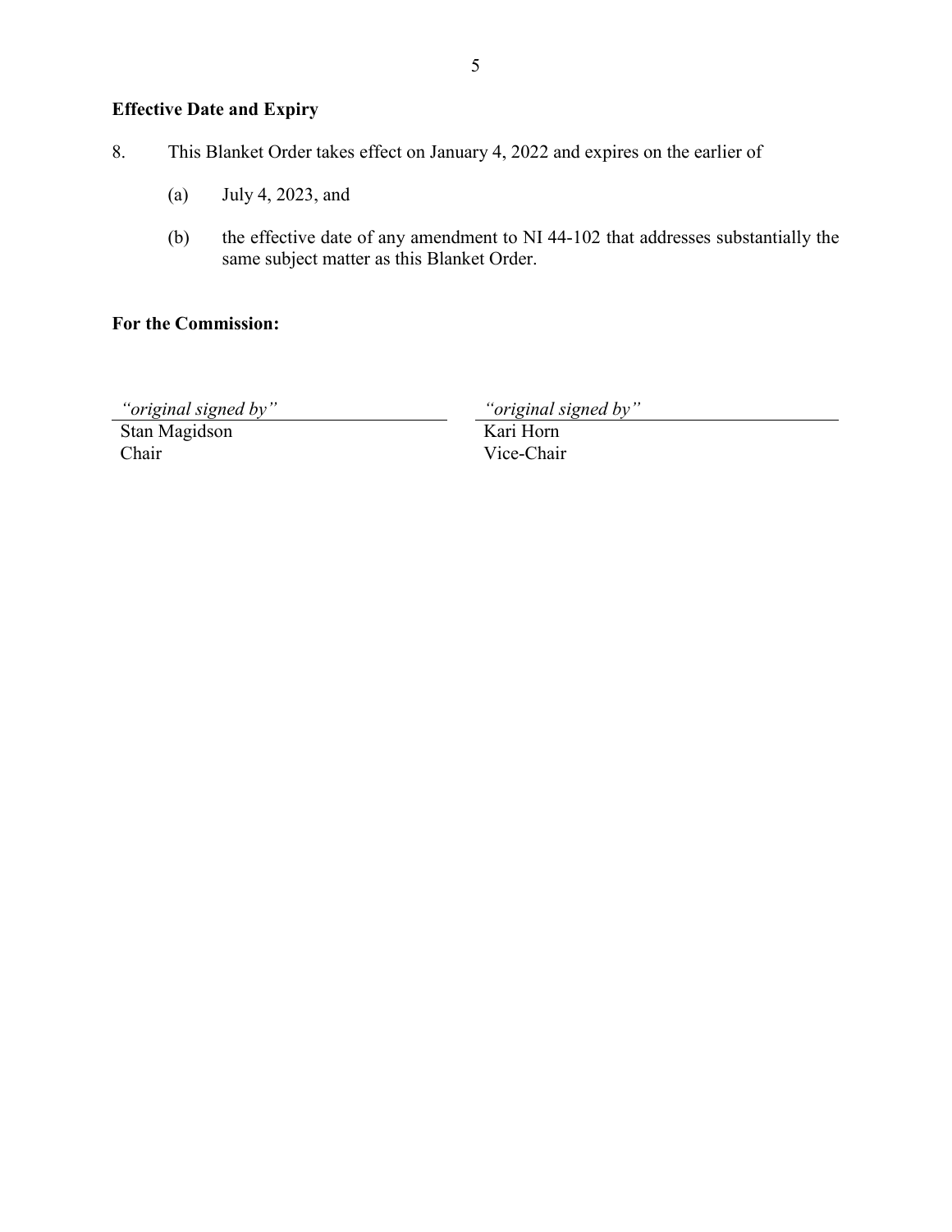**Effective Date and Expiry**

8. This Blanket Order takes effect on January 4, 2022 and expires on the earlier of

   (a) July 4, 2023, and

   (b) the effective date of any amendment to NI 44-102 that addresses substantially the same subject matter as this Blanket Order.

**For the Commission:**

| | |
|---|---|
| *"original signed by"* | *"original signed by"* |
| Stan Magidson | Kari Horn |
| Chair | Vice-Chair |